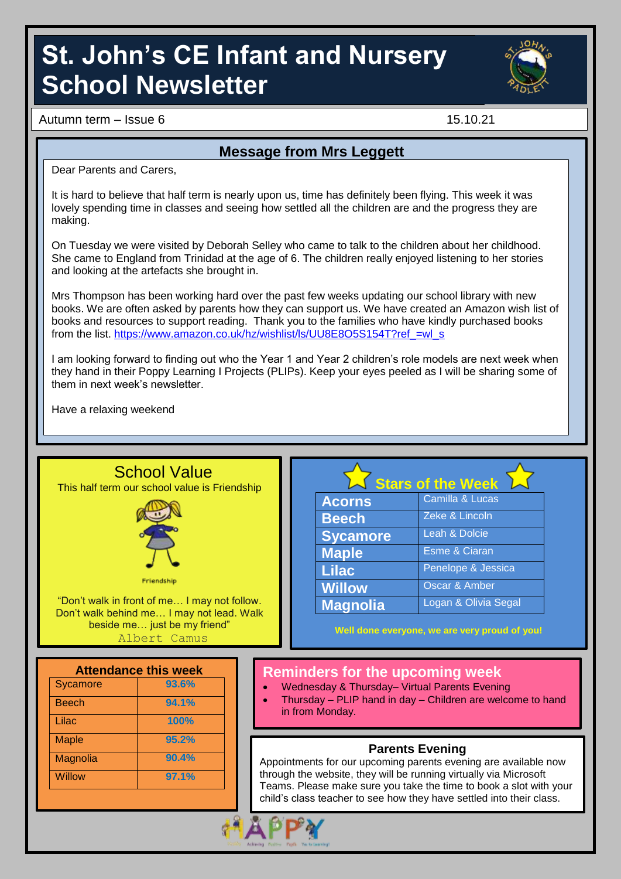# St. John's CE Infant and Nursery School Newsletter

Autum term – Issue 6 15.10.21

## Message from Mrs Leggett

Dear Parents and Carers,

It is hard to believe that half term is nearly upon us, time has definitely been flying. This week it was lovely spending time in classes and seeing how settled all the children are and the progress they are making.

On Tuesday we were visited by Deborah Selley who came to talk to the children about her childhood. She came to England from Trinidad at the age of 6. The children really enjoyed listening to her stories and looking at the artefacts she brought in.

Mrs Thompson has been working hard over the past few weeks updating our school library with new books. We are often asked by parents how they can support us. We have created an Amazon wish list of books and resources to support reading. Thank you to the families who have kindly purchased books from the list. https://www.amazon.co.uk/hz/wishlist/ls/UU8E8O5S154T?ref_=wl_s

I am looking forward to finding out who the Year 1 and Year 2 children's role models are next week when they hand in their Poppy Learning I Projects (PLIPs). Keep your eyes peeled as I will be sharing some of them in next week's newsletter.

Have a relaxing weekend

## School Value

This half term our school value is Friendship

Friendship

"Don't walk in front of me… I may not follow. Don't walk behind me… I may not lead. Walk beside me… just be my friend"
Albert Camus

## Stars of the Week

| Class | Stars |
|---|---|
| Acorns | Camilla & Lucas |
| Beech | Zeke & Lincoln |
| Sycamore | Leah & Dolcie |
| Maple | Esme & Ciaran |
| Lilac | Penelope & Jessica |
| Willow | Oscar & Amber |
| Magnolia | Logan & Olivia Segal |

**Well done everyone, we are very proud of you!**

## Attendance this week

| Class | Attendance |
|---|---|
| Sycamore | 93.6% |
| Beech | 94.1% |
| Lilac | 100% |
| Maple | 95.2% |
| Magnolia | 90.4% |
| Willow | 97.1% |

## Reminders for the upcoming week

- Wednesday & Thursday– Virtual Parents Evening
- Thursday – PLIP hand in day – Children are welcome to hand in from Monday.

## Parents Evening

Appointments for our upcoming parents evening are available now through the website, they will be running virtually via Microsoft Teams. Please make sure you take the time to book a slot with your child's class teacher to see how they have settled into their class.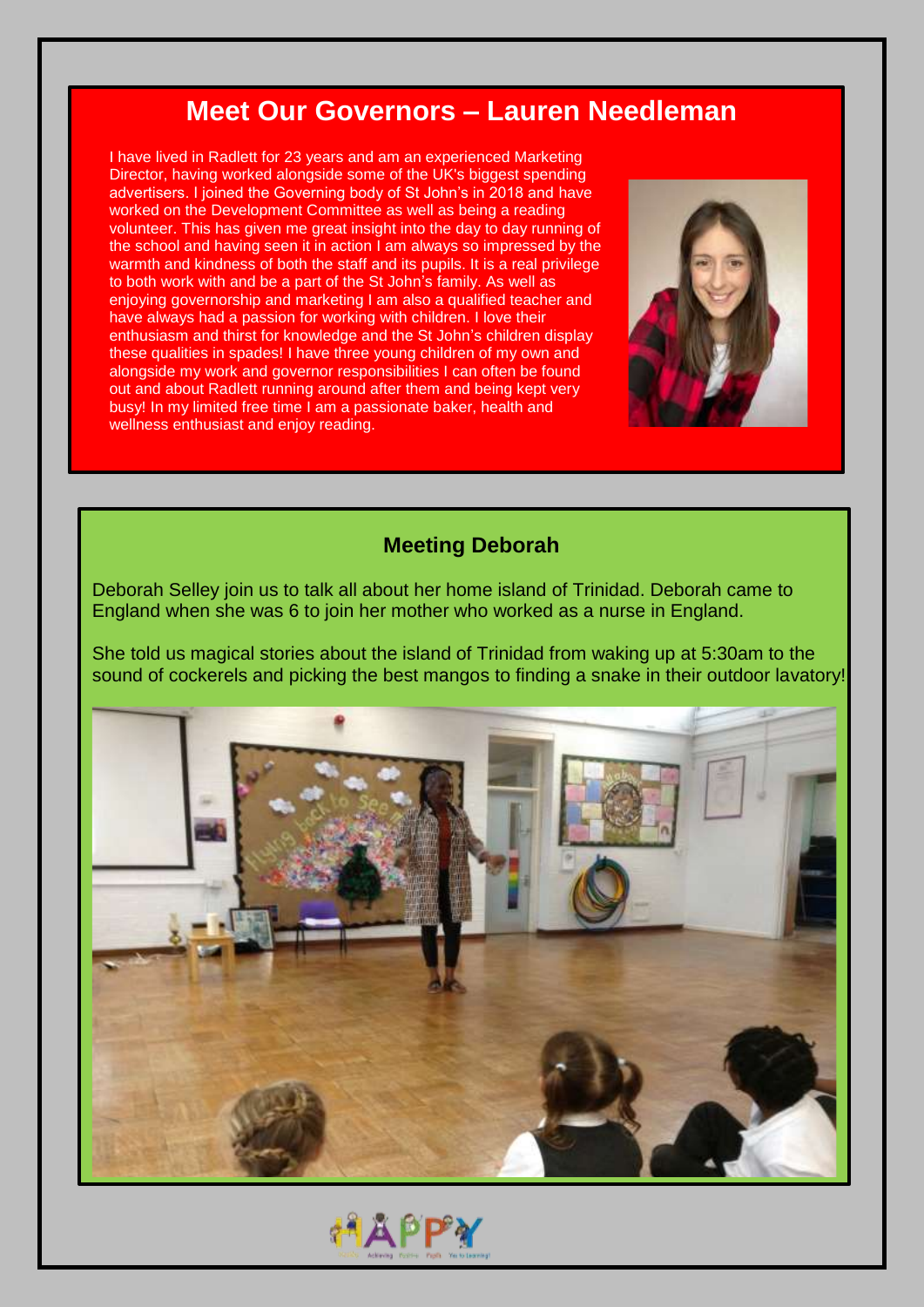## Meet Our Governors – Lauren Needleman

I have lived in Radlett for 23 years and am an experienced Marketing Director, having worked alongside some of the UK's biggest spending advertisers. I joined the Governing body of St John's in 2018 and have worked on the Development Committee as well as being a reading volunteer. This has given me great insight into the day to day running of the school and having seen it in action I am always so impressed by the warmth and kindness of both the staff and its pupils. It is a real privilege to both work with and be a part of the St John's family. As well as enjoying governorship and marketing I am also a qualified teacher and have always had a passion for working with children. I love their enthusiasm and thirst for knowledge and the St John's children display these qualities in spades! I have three young children of my own and alongside my work and governor responsibilities I can often be found out and about Radlett running around after them and being kept very busy! In my limited free time I am a passionate baker, health and wellness enthusiast and enjoy reading.

### Meeting Deborah

Deborah Selley join us to talk all about her home island of Trinidad. Deborah came to England when she was 6 to join her mother who worked as a nurse in England.

She told us magical stories about the island of Trinidad from waking up at 5:30am to the sound of cockerels and picking the best mangos to finding a snake in their outdoor lavatory!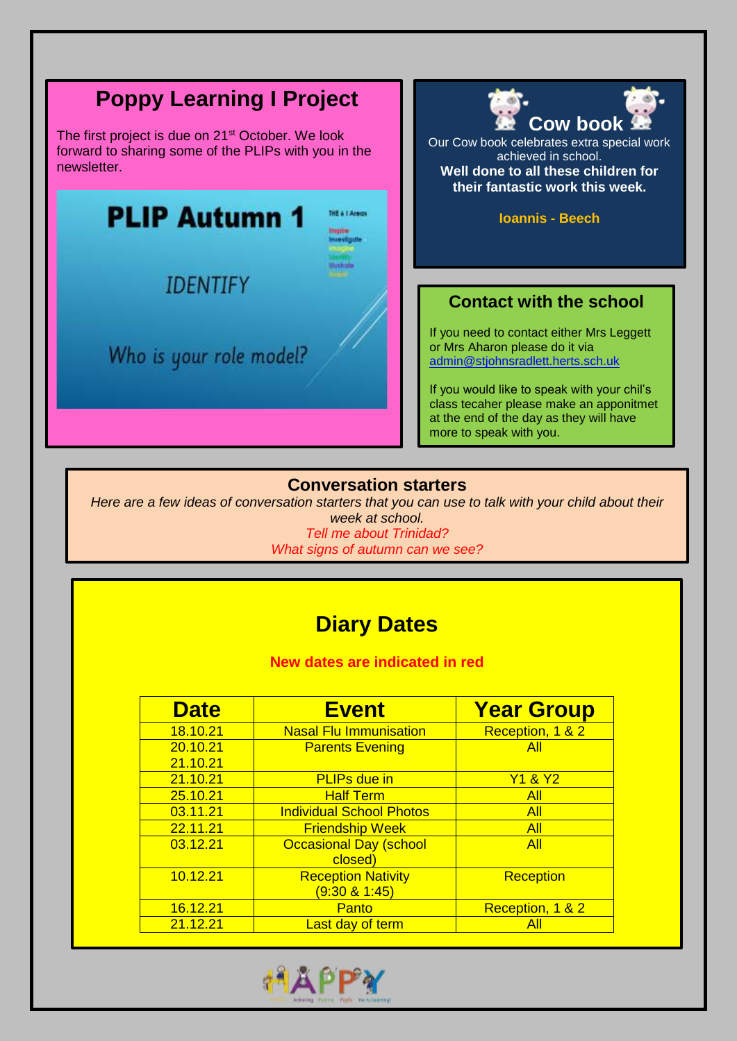## Poppy Learning I Project

The first project is due on 21st October. We look forward to sharing some of the PLIPs with you in the newsletter.

PLIP Autumn 1

THE 6 I Areas
Inspire
Investigate
Imagine
Identify
Illustrate
Invent

IDENTIFY

Who is your role model?

## Cow book

Our Cow book celebrates extra special work achieved in school.

**Well done to all these children for their fantastic work this week.**

**Ioannis - Beech**

## Contact with the school

If you need to contact either Mrs Leggett or Mrs Aharon please do it via admin@stjohnsradlett.herts.sch.uk

If you would like to speak with your chil's class tecaher please make an apponitmet at the end of the day as they will have more to speak with you.

## Conversation starters

*Here are a few ideas of conversation starters that you can use to talk with your child about their week at school.*

*Tell me about Trinidad?*

*What signs of autumn can we see?*

## Diary Dates

**New dates are indicated in red**

| Date | Event | Year Group |
|---|---|---|
| 18.10.21 | Nasal Flu Immunisation | Reception, 1 & 2 |
| 20.10.21<br>21.10.21 | Parents Evening | All |
| 21.10.21 | PLIPs due in | Y1 & Y2 |
| 25.10.21 | Half Term | All |
| 03.11.21 | Individual School Photos | All |
| 22.11.21 | Friendship Week | All |
| 03.12.21 | Occasional Day (school closed) | All |
| 10.12.21 | Reception Nativity (9:30 & 1:45) | Reception |
| 16.12.21 | Panto | Reception, 1 & 2 |
| 21.12.21 | Last day of term | All |

HAPPY